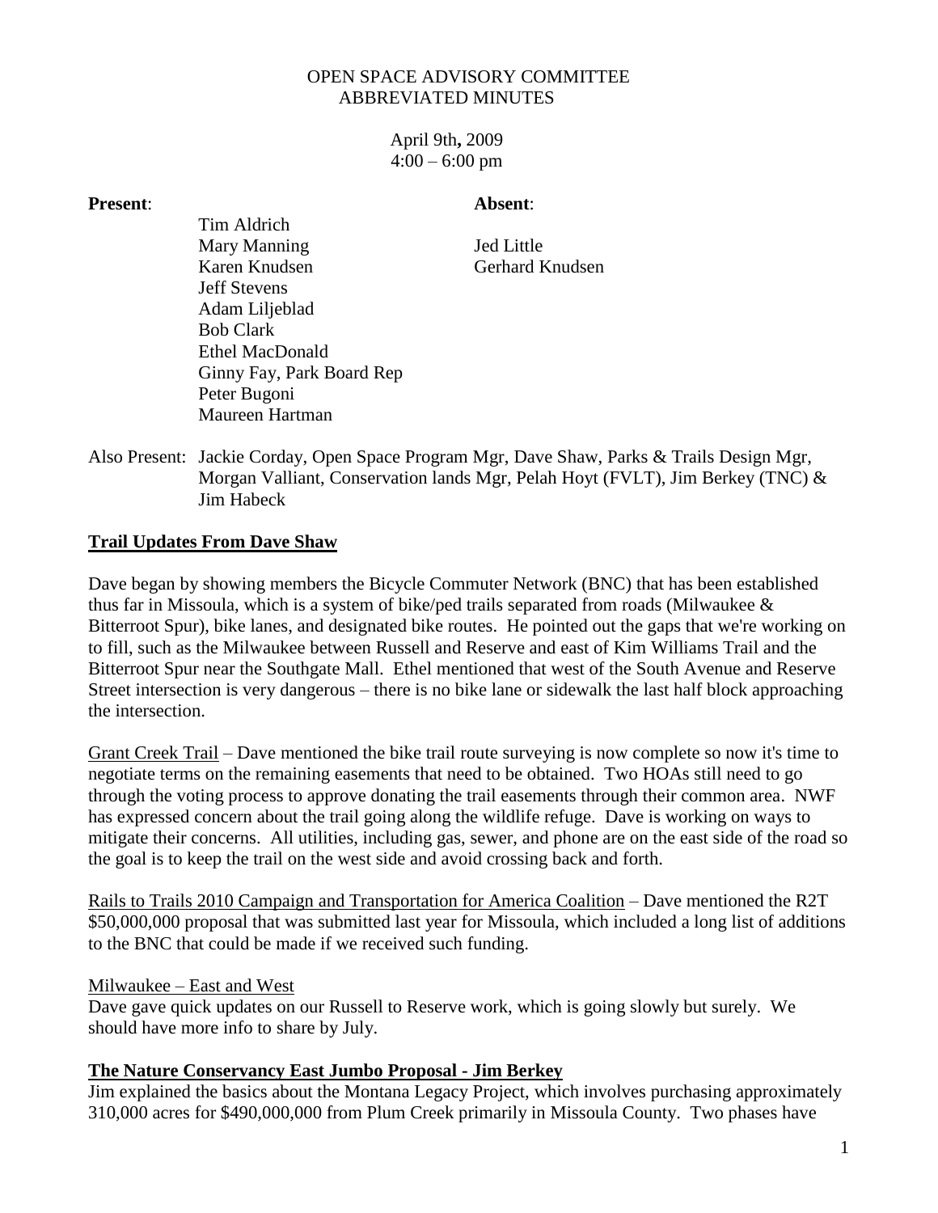# OPEN SPACE ADVISORY COMMITTEE
## ABBREVIATED MINUTES

April 9th**,** 2009
4:00 – 6:00 pm

**Present**:

- Tim Aldrich
- Mary Manning
- Karen Knudsen
- Jeff Stevens
- Adam Liljeblad
- Bob Clark
- Ethel MacDonald
- Ginny Fay, Park Board Rep
- Peter Bugoni
- Maureen Hartman

**Absent**:

- Jed Little
- Gerhard Knudsen

Also Present: Jackie Corday, Open Space Program Mgr, Dave Shaw, Parks & Trails Design Mgr, Morgan Valliant, Conservation lands Mgr, Pelah Hoyt (FVLT), Jim Berkey (TNC) & Jim Habeck

## Trail Updates From Dave Shaw

Dave began by showing members the Bicycle Commuter Network (BNC) that has been established thus far in Missoula, which is a system of bike/ped trails separated from roads (Milwaukee & Bitterroot Spur), bike lanes, and designated bike routes. He pointed out the gaps that we're working on to fill, such as the Milwaukee between Russell and Reserve and east of Kim Williams Trail and the Bitterroot Spur near the Southgate Mall. Ethel mentioned that west of the South Avenue and Reserve Street intersection is very dangerous – there is no bike lane or sidewalk the last half block approaching the intersection.

<u>Grant Creek Trail</u> – Dave mentioned the bike trail route surveying is now complete so now it's time to negotiate terms on the remaining easements that need to be obtained. Two HOAs still need to go through the voting process to approve donating the trail easements through their common area. NWF has expressed concern about the trail going along the wildlife refuge. Dave is working on ways to mitigate their concerns. All utilities, including gas, sewer, and phone are on the east side of the road so the goal is to keep the trail on the west side and avoid crossing back and forth.

<u>Rails to Trails 2010 Campaign and Transportation for America Coalition</u> – Dave mentioned the R2T $50,000,000 proposal that was submitted last year for Missoula, which included a long list of additions to the BNC that could be made if we received such funding.

<u>Milwaukee – East and West</u>

Dave gave quick updates on our Russell to Reserve work, which is going slowly but surely. We should have more info to share by July.

## The Nature Conservancy East Jumbo Proposal - Jim Berkey

Jim explained the basics about the Montana Legacy Project, which involves purchasing approximately 310,000 acres for $490,000,000 from Plum Creek primarily in Missoula County. Two phases have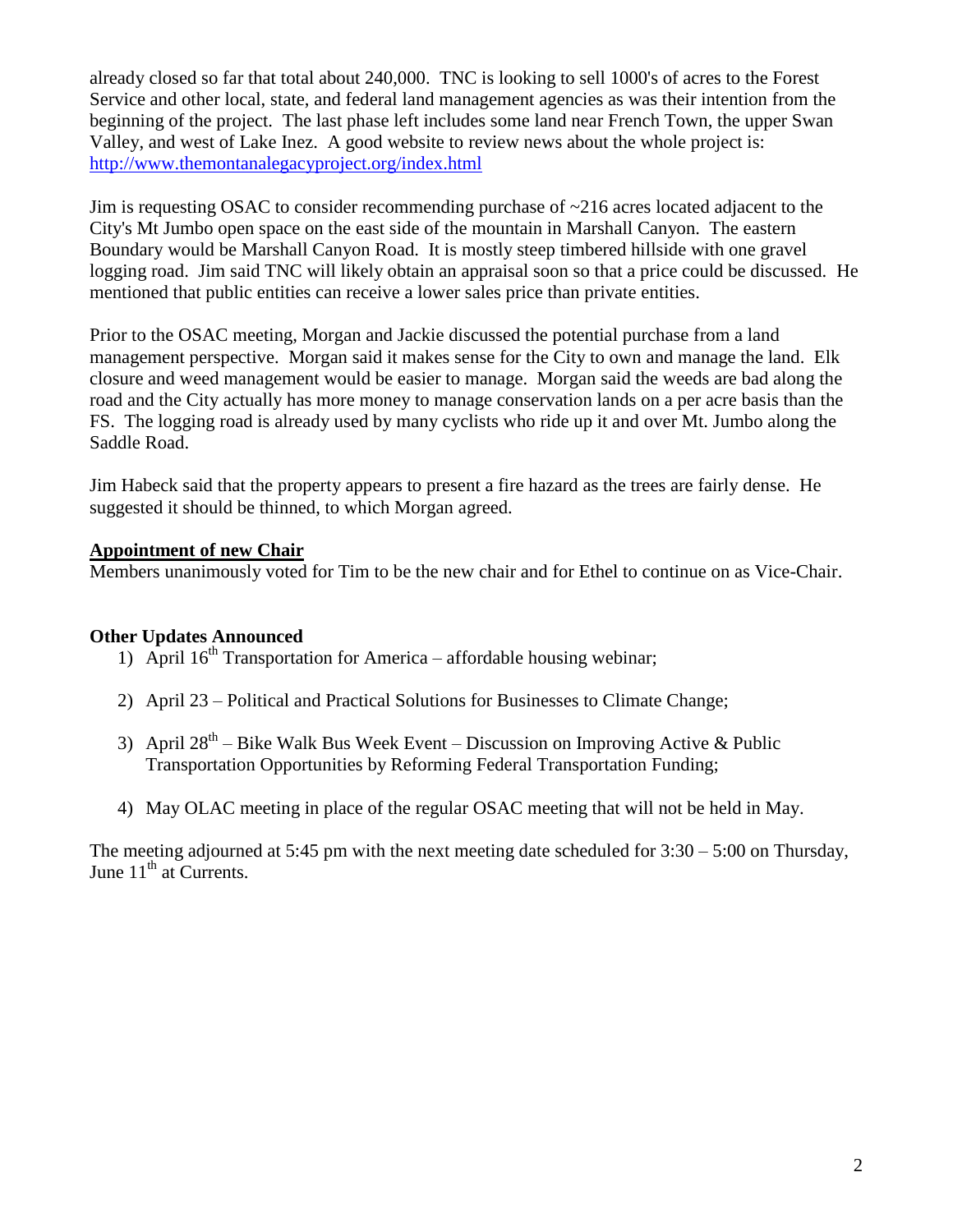already closed so far that total about 240,000. TNC is looking to sell 1000's of acres to the Forest Service and other local, state, and federal land management agencies as was their intention from the beginning of the project. The last phase left includes some land near French Town, the upper Swan Valley, and west of Lake Inez. A good website to review news about the whole project is: http://www.themontanalegacyproject.org/index.html

Jim is requesting OSAC to consider recommending purchase of ~216 acres located adjacent to the City's Mt Jumbo open space on the east side of the mountain in Marshall Canyon. The eastern Boundary would be Marshall Canyon Road. It is mostly steep timbered hillside with one gravel logging road. Jim said TNC will likely obtain an appraisal soon so that a price could be discussed. He mentioned that public entities can receive a lower sales price than private entities.

Prior to the OSAC meeting, Morgan and Jackie discussed the potential purchase from a land management perspective. Morgan said it makes sense for the City to own and manage the land. Elk closure and weed management would be easier to manage. Morgan said the weeds are bad along the road and the City actually has more money to manage conservation lands on a per acre basis than the FS. The logging road is already used by many cyclists who ride up it and over Mt. Jumbo along the Saddle Road.

Jim Habeck said that the property appears to present a fire hazard as the trees are fairly dense. He suggested it should be thinned, to which Morgan agreed.

**Appointment of new Chair**

Members unanimously voted for Tim to be the new chair and for Ethel to continue on as Vice-Chair.

**Other Updates Announced**

1) April 16th Transportation for America – affordable housing webinar;
2) April 23 – Political and Practical Solutions for Businesses to Climate Change;
3) April 28th – Bike Walk Bus Week Event – Discussion on Improving Active & Public Transportation Opportunities by Reforming Federal Transportation Funding;
4) May OLAC meeting in place of the regular OSAC meeting that will not be held in May.

The meeting adjourned at 5:45 pm with the next meeting date scheduled for 3:30 – 5:00 on Thursday, June 11th at Currents.